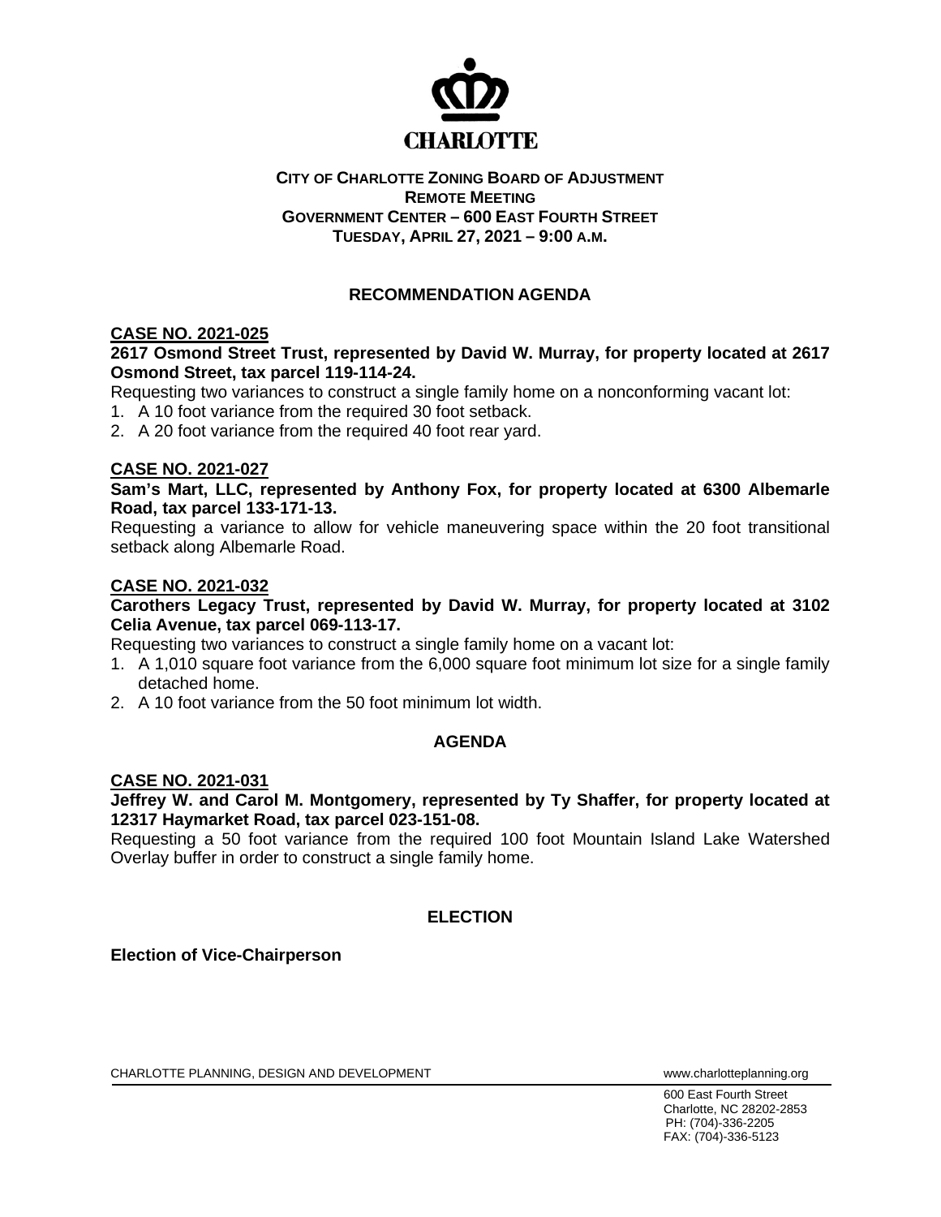**CHARLOTTE**

**CITY OF CHARLOTTE ZONING BOARD OF ADJUSTMENT**
**REMOTE MEETING**
**GOVERNMENT CENTER – 600 EAST FOURTH STREET**
**TUESDAY, APRIL 27, 2021 – 9:00 A.M.**

## RECOMMENDATION AGENDA

### CASE NO. 2021-025

**2617 Osmond Street Trust, represented by David W. Murray, for property located at 2617 Osmond Street, tax parcel 119-114-24.**

Requesting two variances to construct a single family home on a nonconforming vacant lot:

1. A 10 foot variance from the required 30 foot setback.
2. A 20 foot variance from the required 40 foot rear yard.

### CASE NO. 2021-027

**Sam's Mart, LLC, represented by Anthony Fox, for property located at 6300 Albemarle Road, tax parcel 133-171-13.**

Requesting a variance to allow for vehicle maneuvering space within the 20 foot transitional setback along Albemarle Road.

### CASE NO. 2021-032

**Carothers Legacy Trust, represented by David W. Murray, for property located at 3102 Celia Avenue, tax parcel 069-113-17.**

Requesting two variances to construct a single family home on a vacant lot:

1. A 1,010 square foot variance from the 6,000 square foot minimum lot size for a single family detached home.
2. A 10 foot variance from the 50 foot minimum lot width.

## AGENDA

### CASE NO. 2021-031

**Jeffrey W. and Carol M. Montgomery, represented by Ty Shaffer, for property located at 12317 Haymarket Road, tax parcel 023-151-08.**

Requesting a 50 foot variance from the required 100 foot Mountain Island Lake Watershed Overlay buffer in order to construct a single family home.

## ELECTION

**Election of Vice-Chairperson**

CHARLOTTE PLANNING, DESIGN AND DEVELOPMENT www.charlotteplanning.org

600 East Fourth Street
Charlotte, NC 28202-2853
PH: (704)-336-2205
FAX: (704)-336-5123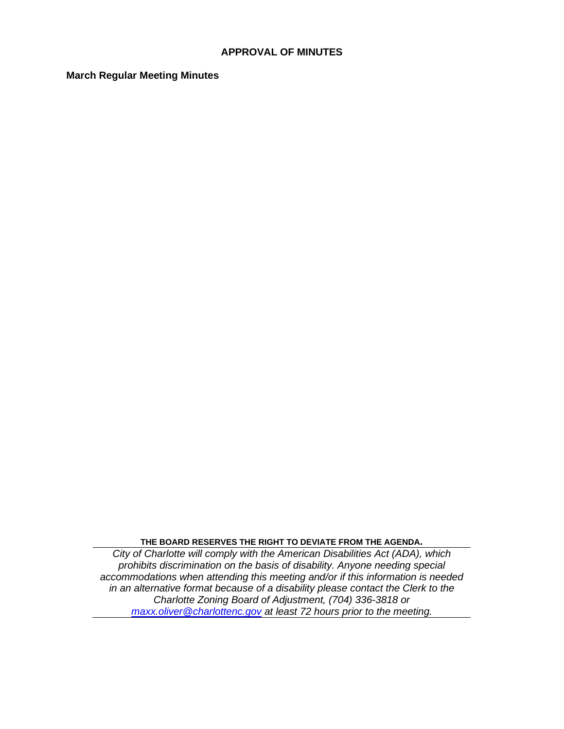## APPROVAL OF MINUTES

**March Regular Meeting Minutes**

---

**THE BOARD RESERVES THE RIGHT TO DEVIATE FROM THE AGENDA.**

*City of Charlotte will comply with the American Disabilities Act (ADA), which prohibits discrimination on the basis of disability. Anyone needing special accommodations when attending this meeting and/or if this information is needed in an alternative format because of a disability please contact the Clerk to the Charlotte Zoning Board of Adjustment, (704) 336-3818 or [maxx.oliver@charlottenc.gov](mailto:maxx.oliver@charlottenc.gov) at least 72 hours prior to the meeting.*

---